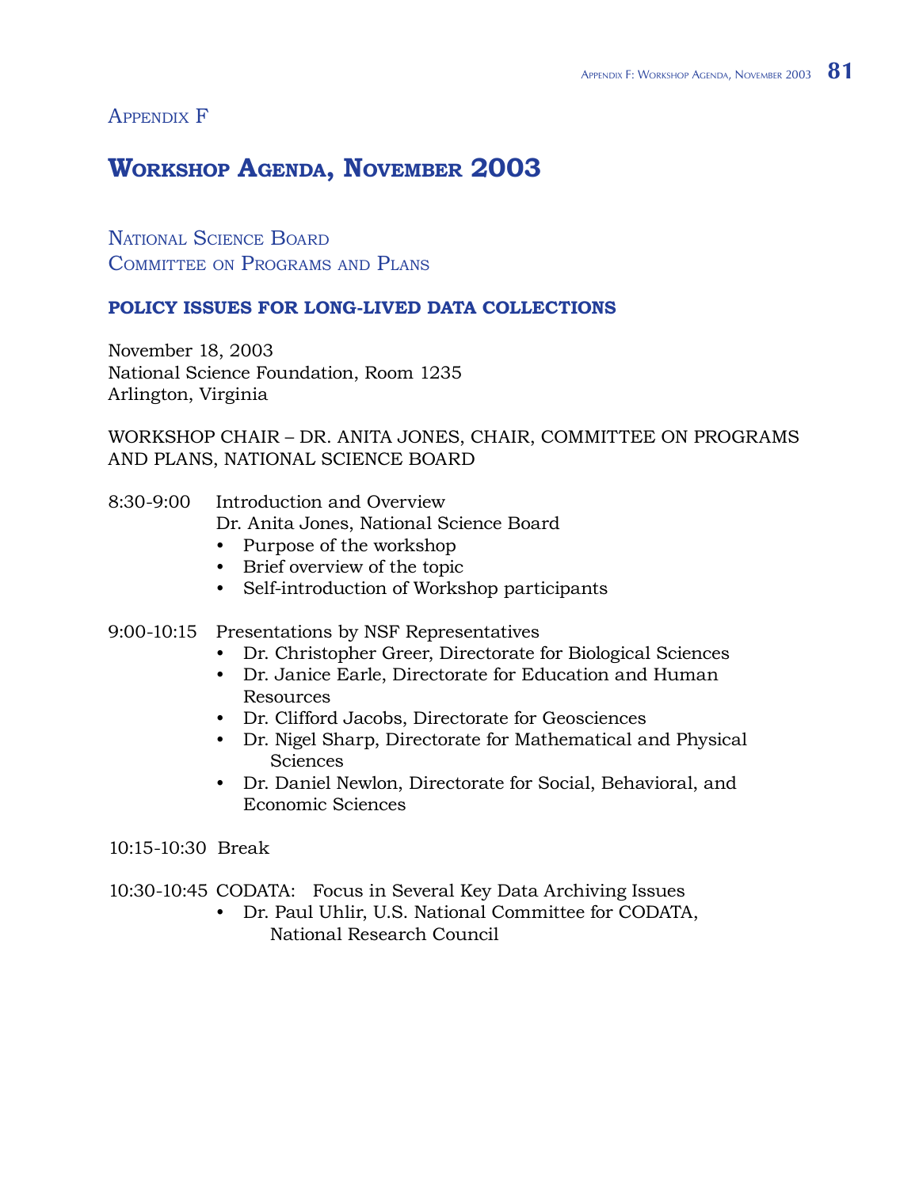Appendix F

# Workshop Agenda, November 2003

National Science Board
Committee on Programs and Plans

## POLICY ISSUES FOR LONG-LIVED DATA COLLECTIONS

November 18, 2003
National Science Foundation, Room 1235
Arlington, Virginia

WORKSHOP CHAIR – DR. ANITA JONES, CHAIR, COMMITTEE ON PROGRAMS AND PLANS, NATIONAL SCIENCE BOARD

8:30-9:00 Introduction and Overview
Dr. Anita Jones, National Science Board

- Purpose of the workshop
- Brief overview of the topic
- Self-introduction of Workshop participants

9:00-10:15 Presentations by NSF Representatives

- Dr. Christopher Greer, Directorate for Biological Sciences
- Dr. Janice Earle, Directorate for Education and Human Resources
- Dr. Clifford Jacobs, Directorate for Geosciences
- Dr. Nigel Sharp, Directorate for Mathematical and Physical Sciences
- Dr. Daniel Newlon, Directorate for Social, Behavioral, and Economic Sciences

10:15-10:30 Break

10:30-10:45 CODATA: Focus in Several Key Data Archiving Issues

- Dr. Paul Uhlir, U.S. National Committee for CODATA, National Research Council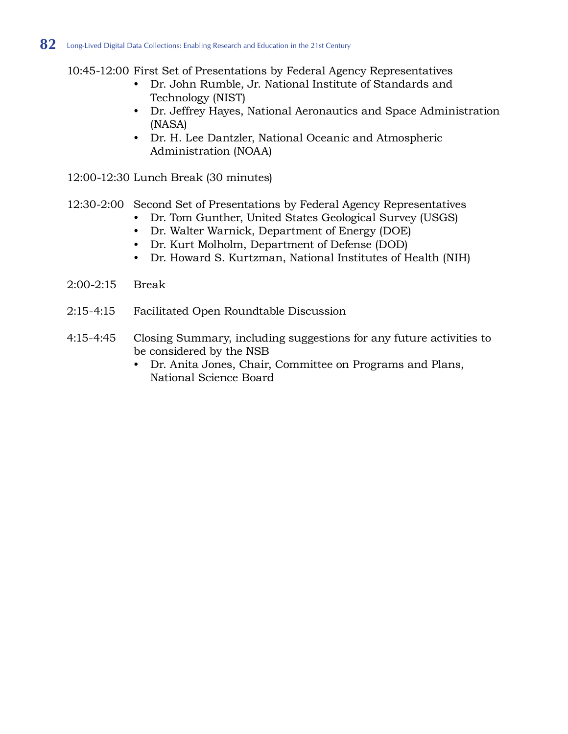10:45-12:00 First Set of Presentations by Federal Agency Representatives

- Dr. John Rumble, Jr. National Institute of Standards and Technology (NIST)
- Dr. Jeffrey Hayes, National Aeronautics and Space Administration (NASA)
- Dr. H. Lee Dantzler, National Oceanic and Atmospheric Administration (NOAA)

12:00-12:30 Lunch Break (30 minutes)

12:30-2:00 Second Set of Presentations by Federal Agency Representatives

- Dr. Tom Gunther, United States Geological Survey (USGS)
- Dr. Walter Warnick, Department of Energy (DOE)
- Dr. Kurt Molholm, Department of Defense (DOD)
- Dr. Howard S. Kurtzman, National Institutes of Health (NIH)

2:00-2:15 Break

2:15-4:15 Facilitated Open Roundtable Discussion

4:15-4:45 Closing Summary, including suggestions for any future activities to be considered by the NSB

- Dr. Anita Jones, Chair, Committee on Programs and Plans, National Science Board